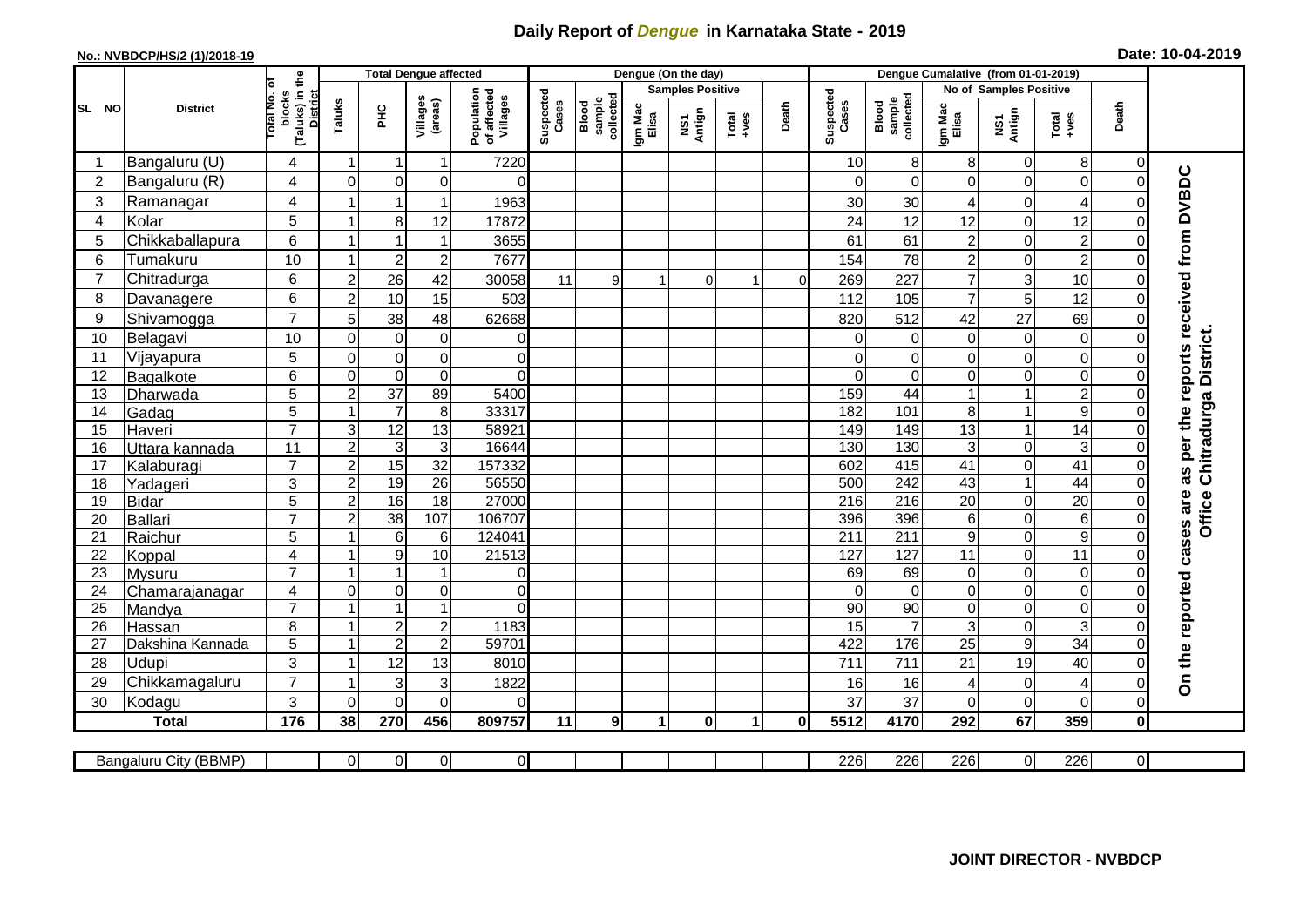# Daily Report of *Dengue* in Karnataka State - 2019

**No.: NVBDCP/HS/2 (1)/2018-19**

**Date: 10-04-2019**

| SL NO | District | Total No. of blocks (Taluks) in the District | Total Dengue affected | | | | Dengue (On the day) | | | | | | | Dengue Cumalative (from 01-01-2019) | | | | | | | |
|---|---|---|---|---|---|---|---|---|---|---|---|---|---|---|---|---|---|---|---|---|
| | | | Taluks | PHC | Villages (areas) | Population of affected Villages | Suspected Cases | Blood sample collected | Samples Positive | | | Death | Suspected Cases | Blood sample collected | No of Samples Positive | | | Death | |
| | | | | | | | | | Igm Mac Elisa | NS1 Antign | Total +ves | | | | Igm Mac Elisa | NS1 Antign | Total +ves | | |
| 1 | Bangaluru (U) | 4 | 1 | 1 | 1 | 7220 | | | | | | | 10 | 8 | 8 | 0 | 8 | 0 | On the reported cases are as per the reports received from DVBDC Office Chitradurga District. |
| 2 | Bangaluru (R) | 4 | 0 | 0 | 0 | 0 | | | | | | | 0 | 0 | 0 | 0 | 0 | 0 | |
| 3 | Ramanagar | 4 | 1 | 1 | 1 | 1963 | | | | | | | 30 | 30 | 4 | 0 | 4 | 0 | |
| 4 | Kolar | 5 | 1 | 8 | 12 | 17872 | | | | | | | 24 | 12 | 12 | 0 | 12 | 0 | |
| 5 | Chikkaballapura | 6 | 1 | 1 | 1 | 3655 | | | | | | | 61 | 61 | 2 | 0 | 2 | 0 | |
| 6 | Tumakuru | 10 | 1 | 2 | 2 | 7677 | | | | | | | 154 | 78 | 2 | 0 | 2 | 0 | |
| 7 | Chitradurga | 6 | 2 | 26 | 42 | 30058 | 11 | 9 | 1 | 0 | 1 | 0 | 269 | 227 | 7 | 3 | 10 | 0 | |
| 8 | Davanagere | 6 | 2 | 10 | 15 | 503 | | | | | | | 112 | 105 | 7 | 5 | 12 | 0 | |
| 9 | Shivamogga | 7 | 5 | 38 | 48 | 62668 | | | | | | | 820 | 512 | 42 | 27 | 69 | 0 | |
| 10 | Belagavi | 10 | 0 | 0 | 0 | 0 | | | | | | | 0 | 0 | 0 | 0 | 0 | 0 | |
| 11 | Vijayapura | 5 | 0 | 0 | 0 | 0 | | | | | | | 0 | 0 | 0 | 0 | 0 | 0 | |
| 12 | Bagalkote | 6 | 0 | 0 | 0 | 0 | | | | | | | 0 | 0 | 0 | 0 | 0 | 0 | |
| 13 | Dharwada | 5 | 2 | 37 | 89 | 5400 | | | | | | | 159 | 44 | 1 | 1 | 2 | 0 | |
| 14 | Gadag | 5 | 1 | 7 | 8 | 33317 | | | | | | | 182 | 101 | 8 | 1 | 9 | 0 | |
| 15 | Haveri | 7 | 3 | 12 | 13 | 58921 | | | | | | | 149 | 149 | 13 | 1 | 14 | 0 | |
| 16 | Uttara kannada | 11 | 2 | 3 | 3 | 16644 | | | | | | | 130 | 130 | 3 | 0 | 3 | 0 | |
| 17 | Kalaburagi | 7 | 2 | 15 | 32 | 157332 | | | | | | | 602 | 415 | 41 | 0 | 41 | 0 | |
| 18 | Yadageri | 3 | 2 | 19 | 26 | 56550 | | | | | | | 500 | 242 | 43 | 1 | 44 | 0 | |
| 19 | Bidar | 5 | 2 | 16 | 18 | 27000 | | | | | | | 216 | 216 | 20 | 0 | 20 | 0 | |
| 20 | Ballari | 7 | 2 | 38 | 107 | 106707 | | | | | | | 396 | 396 | 6 | 0 | 6 | 0 | |
| 21 | Raichur | 5 | 1 | 6 | 6 | 124041 | | | | | | | 211 | 211 | 9 | 0 | 9 | 0 | |
| 22 | Koppal | 4 | 1 | 9 | 10 | 21513 | | | | | | | 127 | 127 | 11 | 0 | 11 | 0 | |
| 23 | Mysuru | 7 | 1 | 1 | 1 | 0 | | | | | | | 69 | 69 | 0 | 0 | 0 | 0 | |
| 24 | Chamarajanagar | 4 | 0 | 0 | 0 | 0 | | | | | | | 0 | 0 | 0 | 0 | 0 | 0 | |
| 25 | Mandya | 7 | 1 | 1 | 1 | 0 | | | | | | | 90 | 90 | 0 | 0 | 0 | 0 | |
| 26 | Hassan | 8 | 1 | 2 | 2 | 1183 | | | | | | | 15 | 7 | 3 | 0 | 3 | 0 | |
| 27 | Dakshina Kannada | 5 | 1 | 2 | 2 | 59701 | | | | | | | 422 | 176 | 25 | 9 | 34 | 0 | |
| 28 | Udupi | 3 | 1 | 12 | 13 | 8010 | | | | | | | 711 | 711 | 21 | 19 | 40 | 0 | |
| 29 | Chikkamagaluru | 7 | 1 | 3 | 3 | 1822 | | | | | | | 16 | 16 | 4 | 0 | 4 | 0 | |
| 30 | Kodagu | 3 | 0 | 0 | 0 | 0 | | | | | | | 37 | 37 | 0 | 0 | 0 | 0 | |
| | **Total** | **176** | **38** | **270** | **456** | **809757** | **11** | **9** | **1** | **0** | **1** | **0** | **5512** | **4170** | **292** | **67** | **359** | **0** | |

| Bangaluru City (BBMP) | | 0 | 0 | 0 | 0 | | | | | | | 226 | 226 | 226 | 0 | 226 | 0 |
|---|---|---|---|---|---|---|---|---|---|---|---|---|---|---|---|---|---|

**JOINT DIRECTOR - NVBDCP**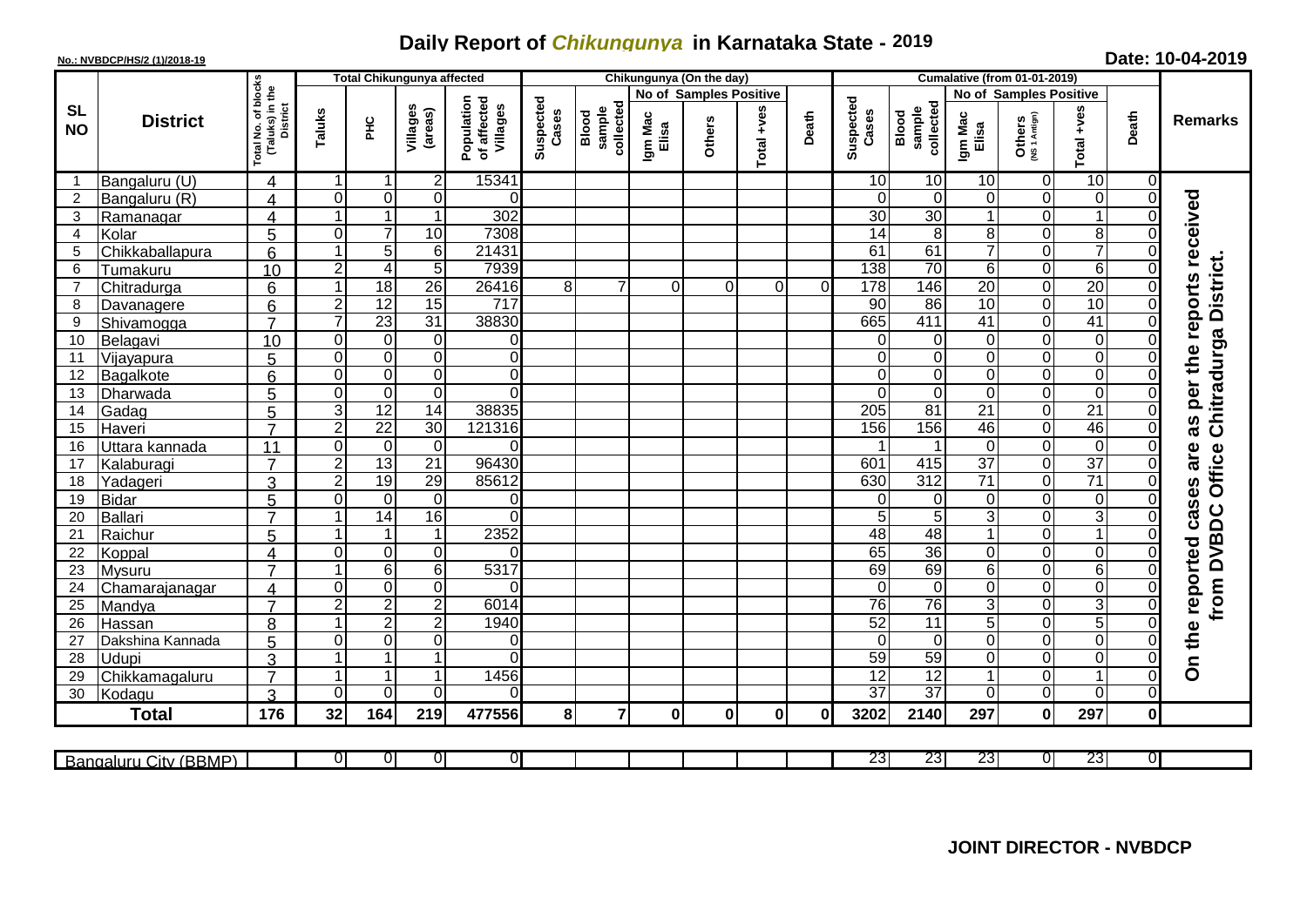# Daily Report of *Chikungunya* in Karnataka State - 2019

**No.: NVBDCP/HS/2 (1)/2018-19**

**Date: 10-04-2019**

| SL NO | District | Total No. of blocks (Taluks) in the District | Total Chikungunya affected | | | | Chikungunya (On the day) | | | | | | | Cumalative (from 01-01-2019) | | | | | | | Remarks |
|---|---|---|---|---|---|---|---|---|---|---|---|---|---|---|---|---|---|---|---|---|---|
| | | | Taluks | PHC | Villages (areas) | Population of affected Villages | Suspected Cases | Blood sample collected | No of Samples Positive | | | Death | Suspected Cases | Blood sample collected | No of Samples Positive | | | Death | |
| | | | | | | | | | Igm Mac Elisa | Others | Total +ves | | | | Igm Mac Elisa | Others (NS 1 Antign) | Total +ves | | |
| 1 | Bangaluru (U) | 4 | 1 | 1 | 2 | 15341 | | | | | | | 10 | 10 | 10 | 0 | 10 | 0 | On the reported cases are as per the reports received from DVBDC Office Chitradurga District. |
| 2 | Bangaluru (R) | 4 | 0 | 0 | 0 | 0 | | | | | | | 0 | 0 | 0 | 0 | 0 | 0 | |
| 3 | Ramanagar | 4 | 1 | 1 | 1 | 302 | | | | | | | 30 | 30 | 1 | 0 | 1 | 0 | |
| 4 | Kolar | 5 | 0 | 7 | 10 | 7308 | | | | | | | 14 | 8 | 8 | 0 | 8 | 0 | |
| 5 | Chikkaballapura | 6 | 1 | 5 | 6 | 21431 | | | | | | | 61 | 61 | 7 | 0 | 7 | 0 | |
| 6 | Tumakuru | 10 | 2 | 4 | 5 | 7939 | | | | | | | 138 | 70 | 6 | 0 | 6 | 0 | |
| 7 | Chitradurga | 6 | 1 | 18 | 26 | 26416 | 8 | 7 | 0 | 0 | 0 | 0 | 178 | 146 | 20 | 0 | 20 | 0 | |
| 8 | Davanagere | 6 | 2 | 12 | 15 | 717 | | | | | | | 90 | 86 | 10 | 0 | 10 | 0 | |
| 9 | Shivamogga | 7 | 7 | 23 | 31 | 38830 | | | | | | | 665 | 411 | 41 | 0 | 41 | 0 | |
| 10 | Belagavi | 10 | 0 | 0 | 0 | 0 | | | | | | | 0 | 0 | 0 | 0 | 0 | 0 | |
| 11 | Vijayapura | 5 | 0 | 0 | 0 | 0 | | | | | | | 0 | 0 | 0 | 0 | 0 | 0 | |
| 12 | Bagalkote | 6 | 0 | 0 | 0 | 0 | | | | | | | 0 | 0 | 0 | 0 | 0 | 0 | |
| 13 | Dharwada | 5 | 0 | 0 | 0 | 0 | | | | | | | 0 | 0 | 0 | 0 | 0 | 0 | |
| 14 | Gadag | 5 | 3 | 12 | 14 | 38835 | | | | | | | 205 | 81 | 21 | 0 | 21 | 0 | |
| 15 | Haveri | 7 | 2 | 22 | 30 | 121316 | | | | | | | 156 | 156 | 46 | 0 | 46 | 0 | |
| 16 | Uttara kannada | 11 | 0 | 0 | 0 | 0 | | | | | | | 1 | 1 | 0 | 0 | 0 | 0 | |
| 17 | Kalaburagi | 7 | 2 | 13 | 21 | 96430 | | | | | | | 601 | 415 | 37 | 0 | 37 | 0 | |
| 18 | Yadageri | 3 | 2 | 19 | 29 | 85612 | | | | | | | 630 | 312 | 71 | 0 | 71 | 0 | |
| 19 | Bidar | 5 | 0 | 0 | 0 | 0 | | | | | | | 0 | 0 | 0 | 0 | 0 | 0 | |
| 20 | Ballari | 7 | 1 | 14 | 16 | 0 | | | | | | | 5 | 5 | 3 | 0 | 3 | 0 | |
| 21 | Raichur | 5 | 1 | 1 | 1 | 2352 | | | | | | | 48 | 48 | 1 | 0 | 1 | 0 | |
| 22 | Koppal | 4 | 0 | 0 | 0 | 0 | | | | | | | 65 | 36 | 0 | 0 | 0 | 0 | |
| 23 | Mysuru | 7 | 1 | 6 | 6 | 5317 | | | | | | | 69 | 69 | 6 | 0 | 6 | 0 | |
| 24 | Chamarajanagar | 4 | 0 | 0 | 0 | 0 | | | | | | | 0 | 0 | 0 | 0 | 0 | 0 | |
| 25 | Mandya | 7 | 2 | 2 | 2 | 6014 | | | | | | | 76 | 76 | 3 | 0 | 3 | 0 | |
| 26 | Hassan | 8 | 1 | 2 | 2 | 1940 | | | | | | | 52 | 11 | 5 | 0 | 5 | 0 | |
| 27 | Dakshina Kannada | 5 | 0 | 0 | 0 | 0 | | | | | | | 0 | 0 | 0 | 0 | 0 | 0 | |
| 28 | Udupi | 3 | 1 | 1 | 1 | 0 | | | | | | | 59 | 59 | 0 | 0 | 0 | 0 | |
| 29 | Chikkamagaluru | 7 | 1 | 1 | 1 | 1456 | | | | | | | 12 | 12 | 1 | 0 | 1 | 0 | |
| 30 | Kodagu | 3 | 0 | 0 | 0 | 0 | | | | | | | 37 | 37 | 0 | 0 | 0 | 0 | |
| **Total** | | **176** | **32** | **164** | **219** | **477556** | **8** | **7** | **0** | **0** | **0** | **0** | **3202** | **2140** | **297** | **0** | **297** | **0** | |

| | | | | | | | | | | | | | | | | | | | |
|---|---|---|---|---|---|---|---|---|---|---|---|---|---|---|---|---|---|---|---|
| Bangaluru City (BBMP) | | 0 | 0 | 0 | 0 | | | | | | | 23 | 23 | 23 | 0 | 23 | 0 | |

**JOINT DIRECTOR - NVBDCP**